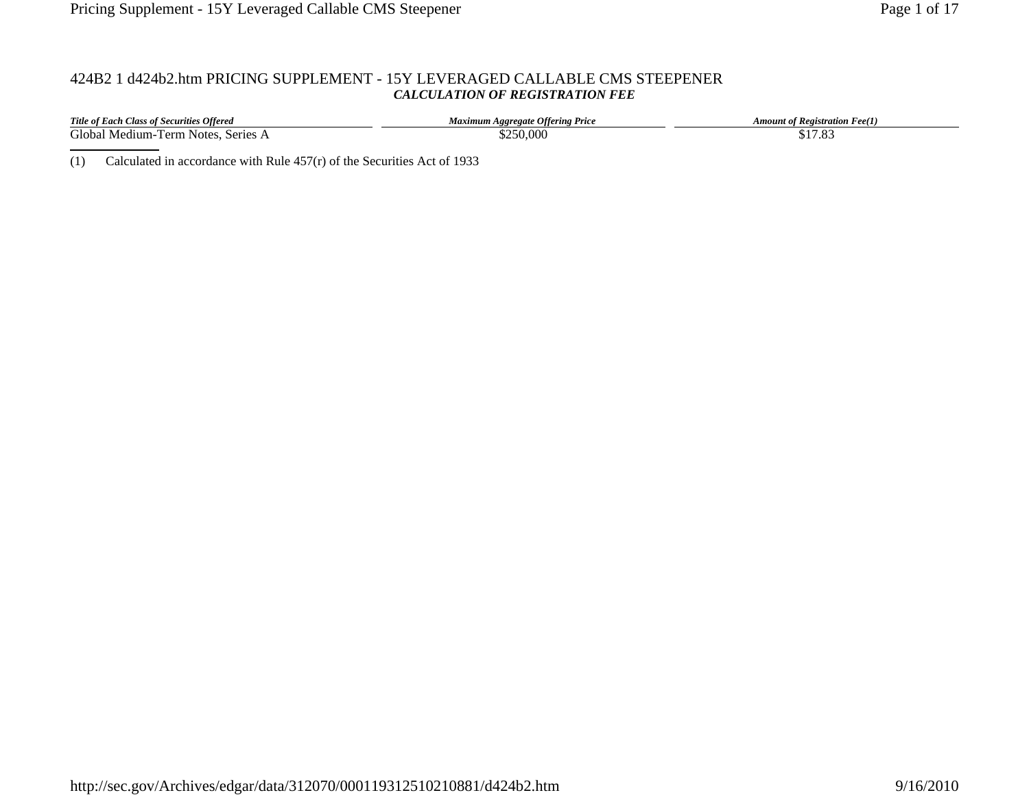424B2 1 d424b2.htm PRICING SUPPLEMENT - 15Y LEVERAGED CALLABLE CMS STEEPENER

***CALCULATION OF REGISTRATION FEE***

| *Title of Each Class of Securities Offered* | *Maximum Aggregate Offering Price* | *Amount of Registration Fee(1)* |
|---|---|---|
| Global Medium-Term Notes, Series A | $250,000 | $17.83 |

(1) Calculated in accordance with Rule 457(r) of the Securities Act of 1933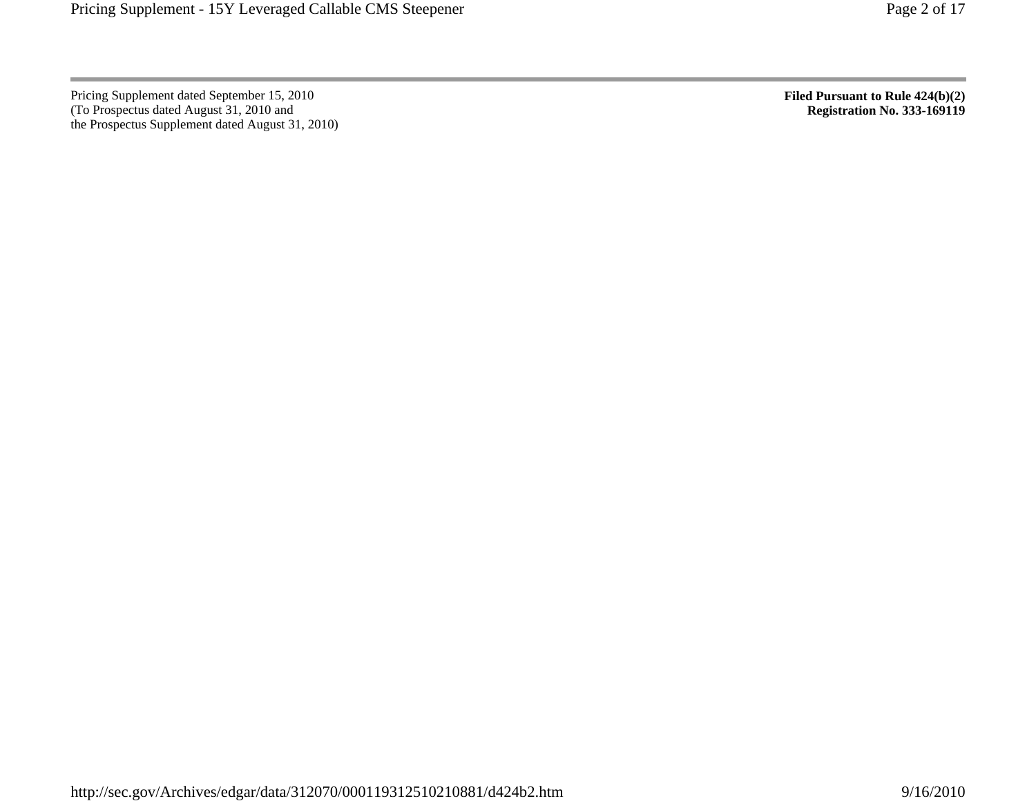Pricing Supplement dated September 15, 2010
(To Prospectus dated August 31, 2010 and
the Prospectus Supplement dated August 31, 2010)

**Filed Pursuant to Rule 424(b)(2)**
**Registration No. 333-169119**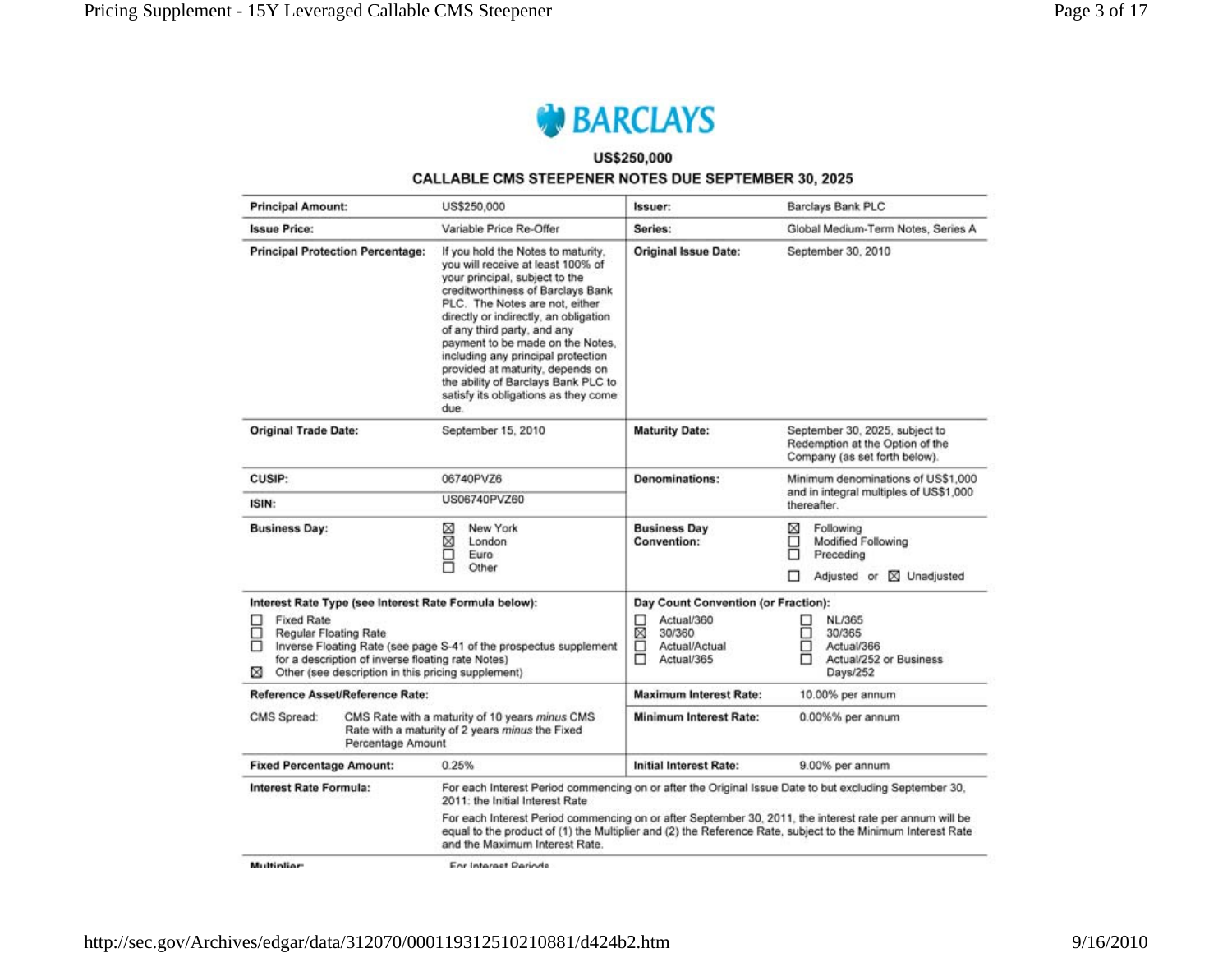**BARCLAYS**

**US$250,000**

**CALLABLE CMS STEEPENER NOTES DUE SEPTEMBER 30, 2025**

| | | | |
|---|---|---|---|
| **Principal Amount:** | US$250,000 | **Issuer:** | Barclays Bank PLC |
| **Issue Price:** | Variable Price Re-Offer | **Series:** | Global Medium-Term Notes, Series A |
| **Principal Protection Percentage:** | If you hold the Notes to maturity, you will receive at least 100% of your principal, subject to the creditworthiness of Barclays Bank PLC. The Notes are not, either directly or indirectly, an obligation of any third party, and any payment to be made on the Notes, including any principal protection provided at maturity, depends on the ability of Barclays Bank PLC to satisfy its obligations as they come due. | **Original Issue Date:** | September 30, 2010 |
| **Original Trade Date:** | September 15, 2010 | **Maturity Date:** | September 30, 2025, subject to Redemption at the Option of the Company (as set forth below). |
| **CUSIP:** | 06740PVZ6 | **Denominations:** | Minimum denominations of US$1,000 and in integral multiples of US$1,000 thereafter. |
| **ISIN:** | US06740PVZ60 | | |
| **Business Day:** | ☒ New York<br>☒ London<br>☐ Euro<br>☐ Other | **Business Day Convention:** | ☒ Following<br>☐ Modified Following<br>☐ Preceding<br>☐ Adjusted or ☒ Unadjusted |
| **Interest Rate Type (see Interest Rate Formula below):**<br>☐ Fixed Rate<br>☐ Regular Floating Rate<br>☐ Inverse Floating Rate (see page S-41 of the prospectus supplement for a description of inverse floating rate Notes)<br>☒ Other (see description in this pricing supplement) | | **Day Count Convention (or Fraction):**<br>☐ Actual/360<br>☒ 30/360<br>☐ Actual/Actual<br>☐ Actual/365 | ☐ NL/365<br>☐ 30/365<br>☐ Actual/366<br>☐ Actual/252 or Business Days/252 |
| **Reference Asset/Reference Rate:**<br>CMS Spread: CMS Rate with a maturity of 10 years *minus* CMS Rate with a maturity of 2 years *minus* the Fixed Percentage Amount | | **Maximum Interest Rate:** | 10.00% per annum |
| | | **Minimum Interest Rate:** | 0.00%% per annum |
| **Fixed Percentage Amount:** | 0.25% | **Initial Interest Rate:** | 9.00% per annum |
| **Interest Rate Formula:** | For each Interest Period commencing on or after the Original Issue Date to but excluding September 30, 2011: the Initial Interest Rate<br><br>For each Interest Period commencing on or after September 30, 2011, the interest rate per annum will be equal to the product of (1) the Multiplier and (2) the Reference Rate, subject to the Minimum Interest Rate and the Maximum Interest Rate. | | |
| **Multiplier:** | For Interest Periods | | |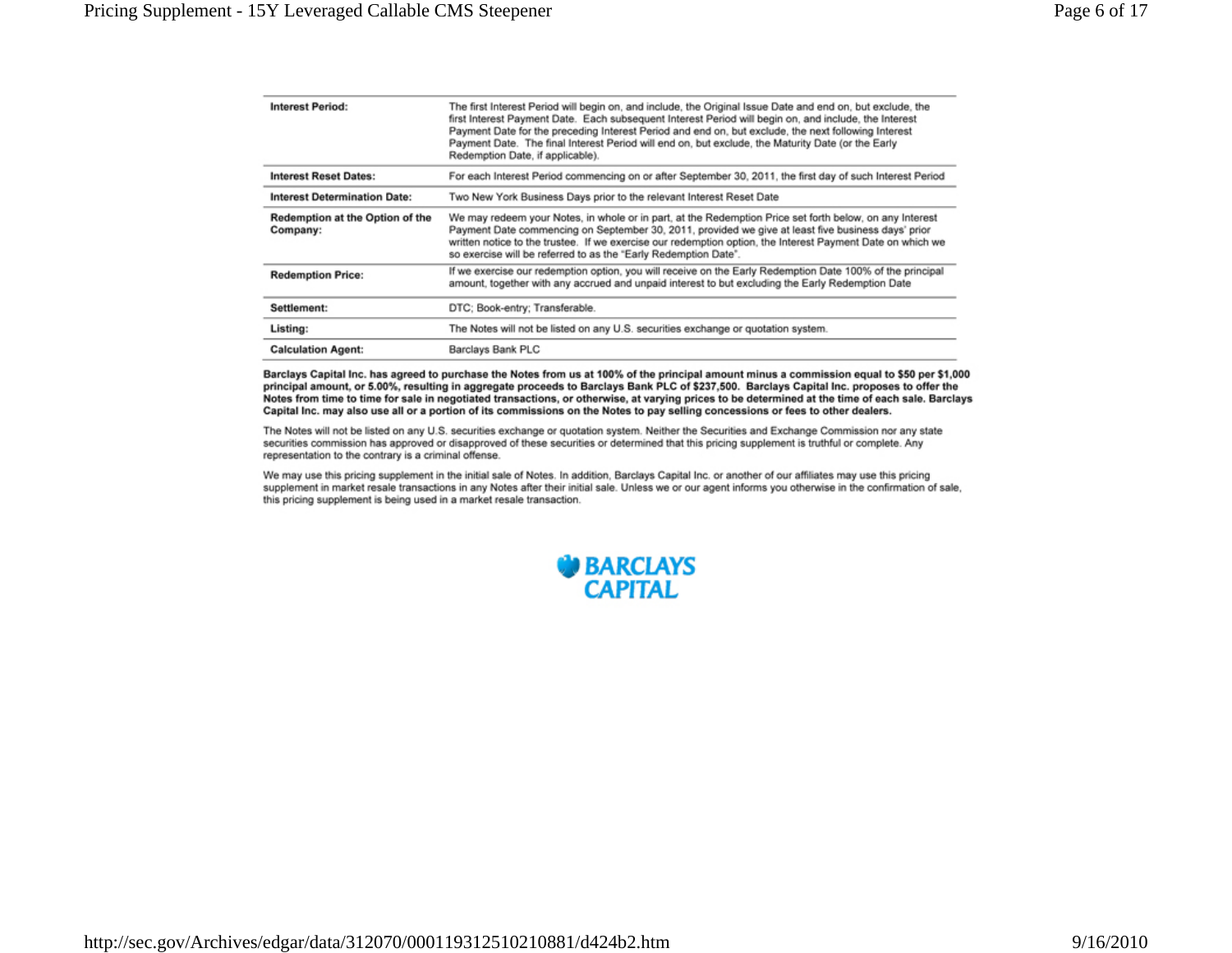| | |
|---|---|
| **Interest Period:** | The first Interest Period will begin on, and include, the Original Issue Date and end on, but exclude, the first Interest Payment Date. Each subsequent Interest Period will begin on, and include, the Interest Payment Date for the preceding Interest Period and end on, but exclude, the next following Interest Payment Date. The final Interest Period will end on, but exclude, the Maturity Date (or the Early Redemption Date, if applicable). |
| **Interest Reset Dates:** | For each Interest Period commencing on or after September 30, 2011, the first day of such Interest Period |
| **Interest Determination Date:** | Two New York Business Days prior to the relevant Interest Reset Date |
| **Redemption at the Option of the Company:** | We may redeem your Notes, in whole or in part, at the Redemption Price set forth below, on any Interest Payment Date commencing on September 30, 2011, provided we give at least five business days' prior written notice to the trustee. If we exercise our redemption option, the Interest Payment Date on which we so exercise will be referred to as the "Early Redemption Date". |
| **Redemption Price:** | If we exercise our redemption option, you will receive on the Early Redemption Date 100% of the principal amount, together with any accrued and unpaid interest to but excluding the Early Redemption Date |
| **Settlement:** | DTC; Book-entry; Transferable. |
| **Listing:** | The Notes will not be listed on any U.S. securities exchange or quotation system. |
| **Calculation Agent:** | Barclays Bank PLC |

**Barclays Capital Inc. has agreed to purchase the Notes from us at 100% of the principal amount minus a commission equal to $50 per $1,000 principal amount, or 5.00%, resulting in aggregate proceeds to Barclays Bank PLC of $237,500. Barclays Capital Inc. proposes to offer the Notes from time to time for sale in negotiated transactions, or otherwise, at varying prices to be determined at the time of each sale. Barclays Capital Inc. may also use all or a portion of its commissions on the Notes to pay selling concessions or fees to other dealers.**

The Notes will not be listed on any U.S. securities exchange or quotation system. Neither the Securities and Exchange Commission nor any state securities commission has approved or disapproved of these securities or determined that this pricing supplement is truthful or complete. Any representation to the contrary is a criminal offense.

We may use this pricing supplement in the initial sale of Notes. In addition, Barclays Capital Inc. or another of our affiliates may use this pricing supplement in market resale transactions in any Notes after their initial sale. Unless we or our agent informs you otherwise in the confirmation of sale, this pricing supplement is being used in a market resale transaction.

BARCLAYS CAPITAL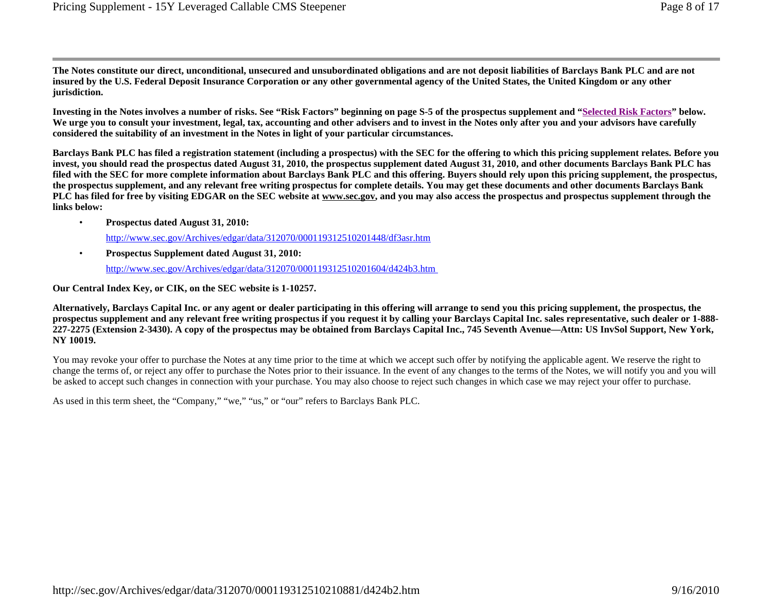**The Notes constitute our direct, unconditional, unsecured and unsubordinated obligations and are not deposit liabilities of Barclays Bank PLC and are not insured by the U.S. Federal Deposit Insurance Corporation or any other governmental agency of the United States, the United Kingdom or any other jurisdiction.**

**Investing in the Notes involves a number of risks. See "Risk Factors" beginning on page S-5 of the prospectus supplement and "Selected Risk Factors" below. We urge you to consult your investment, legal, tax, accounting and other advisers and to invest in the Notes only after you and your advisors have carefully considered the suitability of an investment in the Notes in light of your particular circumstances.**

**Barclays Bank PLC has filed a registration statement (including a prospectus) with the SEC for the offering to which this pricing supplement relates. Before you invest, you should read the prospectus dated August 31, 2010, the prospectus supplement dated August 31, 2010, and other documents Barclays Bank PLC has filed with the SEC for more complete information about Barclays Bank PLC and this offering. Buyers should rely upon this pricing supplement, the prospectus, the prospectus supplement, and any relevant free writing prospectus for complete details. You may get these documents and other documents Barclays Bank PLC has filed for free by visiting EDGAR on the SEC website at www.sec.gov, and you may also access the prospectus and prospectus supplement through the links below:**

- **Prospectus dated August 31, 2010:**

  http://www.sec.gov/Archives/edgar/data/312070/000119312510201448/df3asr.htm

- **Prospectus Supplement dated August 31, 2010:**

  http://www.sec.gov/Archives/edgar/data/312070/000119312510201604/d424b3.htm

**Our Central Index Key, or CIK, on the SEC website is 1-10257.**

**Alternatively, Barclays Capital Inc. or any agent or dealer participating in this offering will arrange to send you this pricing supplement, the prospectus, the prospectus supplement and any relevant free writing prospectus if you request it by calling your Barclays Capital Inc. sales representative, such dealer or 1-888-227-2275 (Extension 2-3430). A copy of the prospectus may be obtained from Barclays Capital Inc., 745 Seventh Avenue—Attn: US InvSol Support, New York, NY 10019.**

You may revoke your offer to purchase the Notes at any time prior to the time at which we accept such offer by notifying the applicable agent. We reserve the right to change the terms of, or reject any offer to purchase the Notes prior to their issuance. In the event of any changes to the terms of the Notes, we will notify you and you will be asked to accept such changes in connection with your purchase. You may also choose to reject such changes in which case we may reject your offer to purchase.

As used in this term sheet, the "Company," "we," "us," or "our" refers to Barclays Bank PLC.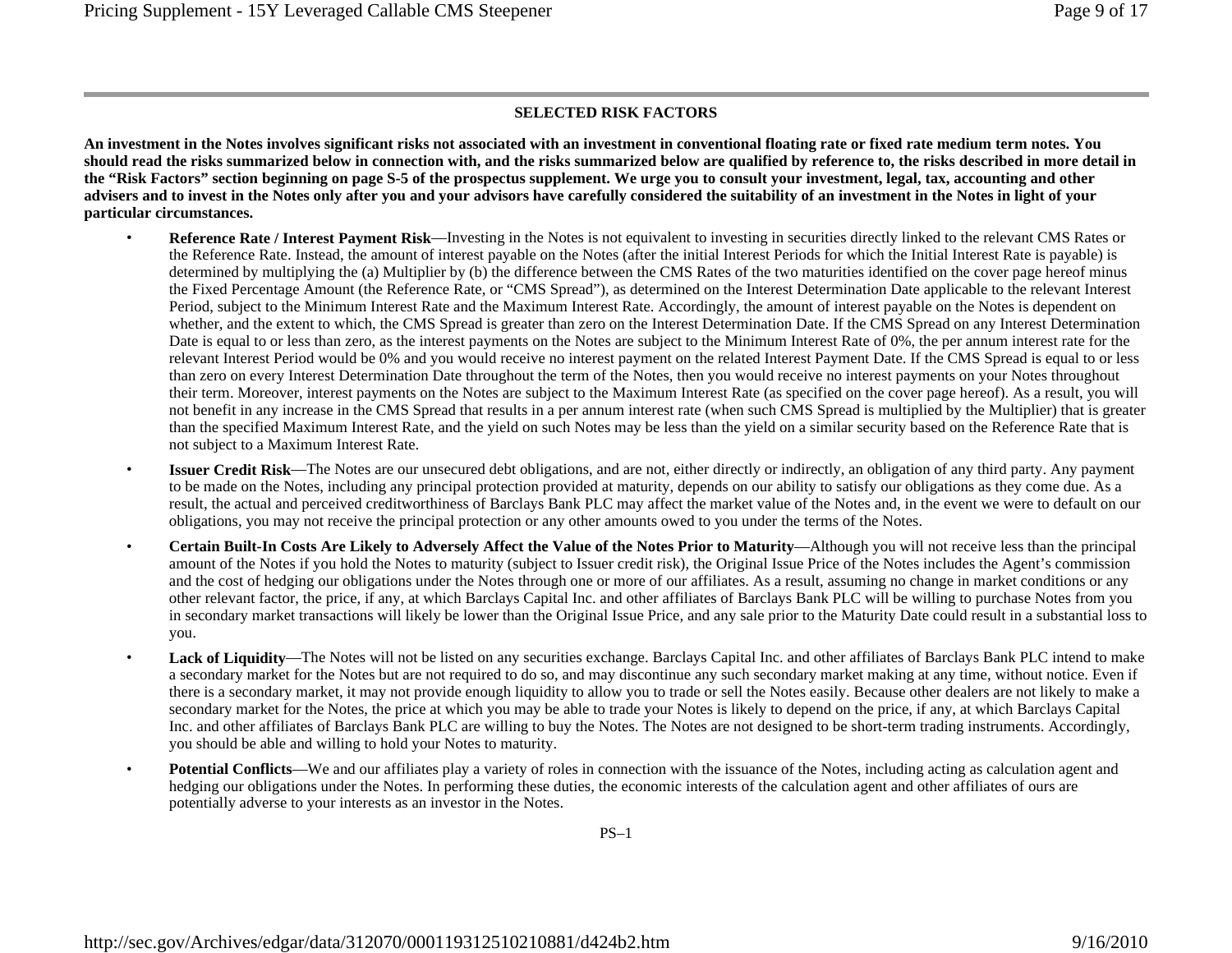## SELECTED RISK FACTORS

**An investment in the Notes involves significant risks not associated with an investment in conventional floating rate or fixed rate medium term notes. You should read the risks summarized below in connection with, and the risks summarized below are qualified by reference to, the risks described in more detail in the "Risk Factors" section beginning on page S-5 of the prospectus supplement. We urge you to consult your investment, legal, tax, accounting and other advisers and to invest in the Notes only after you and your advisors have carefully considered the suitability of an investment in the Notes in light of your particular circumstances.**

- **Reference Rate / Interest Payment Risk**—Investing in the Notes is not equivalent to investing in securities directly linked to the relevant CMS Rates or the Reference Rate. Instead, the amount of interest payable on the Notes (after the initial Interest Periods for which the Initial Interest Rate is payable) is determined by multiplying the (a) Multiplier by (b) the difference between the CMS Rates of the two maturities identified on the cover page hereof minus the Fixed Percentage Amount (the Reference Rate, or "CMS Spread"), as determined on the Interest Determination Date applicable to the relevant Interest Period, subject to the Minimum Interest Rate and the Maximum Interest Rate. Accordingly, the amount of interest payable on the Notes is dependent on whether, and the extent to which, the CMS Spread is greater than zero on the Interest Determination Date. If the CMS Spread on any Interest Determination Date is equal to or less than zero, as the interest payments on the Notes are subject to the Minimum Interest Rate of 0%, the per annum interest rate for the relevant Interest Period would be 0% and you would receive no interest payment on the related Interest Payment Date. If the CMS Spread is equal to or less than zero on every Interest Determination Date throughout the term of the Notes, then you would receive no interest payments on your Notes throughout their term. Moreover, interest payments on the Notes are subject to the Maximum Interest Rate (as specified on the cover page hereof). As a result, you will not benefit in any increase in the CMS Spread that results in a per annum interest rate (when such CMS Spread is multiplied by the Multiplier) that is greater than the specified Maximum Interest Rate, and the yield on such Notes may be less than the yield on a similar security based on the Reference Rate that is not subject to a Maximum Interest Rate.
- **Issuer Credit Risk**—The Notes are our unsecured debt obligations, and are not, either directly or indirectly, an obligation of any third party. Any payment to be made on the Notes, including any principal protection provided at maturity, depends on our ability to satisfy our obligations as they come due. As a result, the actual and perceived creditworthiness of Barclays Bank PLC may affect the market value of the Notes and, in the event we were to default on our obligations, you may not receive the principal protection or any other amounts owed to you under the terms of the Notes.
- **Certain Built-In Costs Are Likely to Adversely Affect the Value of the Notes Prior to Maturity**—Although you will not receive less than the principal amount of the Notes if you hold the Notes to maturity (subject to Issuer credit risk), the Original Issue Price of the Notes includes the Agent's commission and the cost of hedging our obligations under the Notes through one or more of our affiliates. As a result, assuming no change in market conditions or any other relevant factor, the price, if any, at which Barclays Capital Inc. and other affiliates of Barclays Bank PLC will be willing to purchase Notes from you in secondary market transactions will likely be lower than the Original Issue Price, and any sale prior to the Maturity Date could result in a substantial loss to you.
- **Lack of Liquidity**—The Notes will not be listed on any securities exchange. Barclays Capital Inc. and other affiliates of Barclays Bank PLC intend to make a secondary market for the Notes but are not required to do so, and may discontinue any such secondary market making at any time, without notice. Even if there is a secondary market, it may not provide enough liquidity to allow you to trade or sell the Notes easily. Because other dealers are not likely to make a secondary market for the Notes, the price at which you may be able to trade your Notes is likely to depend on the price, if any, at which Barclays Capital Inc. and other affiliates of Barclays Bank PLC are willing to buy the Notes. The Notes are not designed to be short-term trading instruments. Accordingly, you should be able and willing to hold your Notes to maturity.
- **Potential Conflicts**—We and our affiliates play a variety of roles in connection with the issuance of the Notes, including acting as calculation agent and hedging our obligations under the Notes. In performing these duties, the economic interests of the calculation agent and other affiliates of ours are potentially adverse to your interests as an investor in the Notes.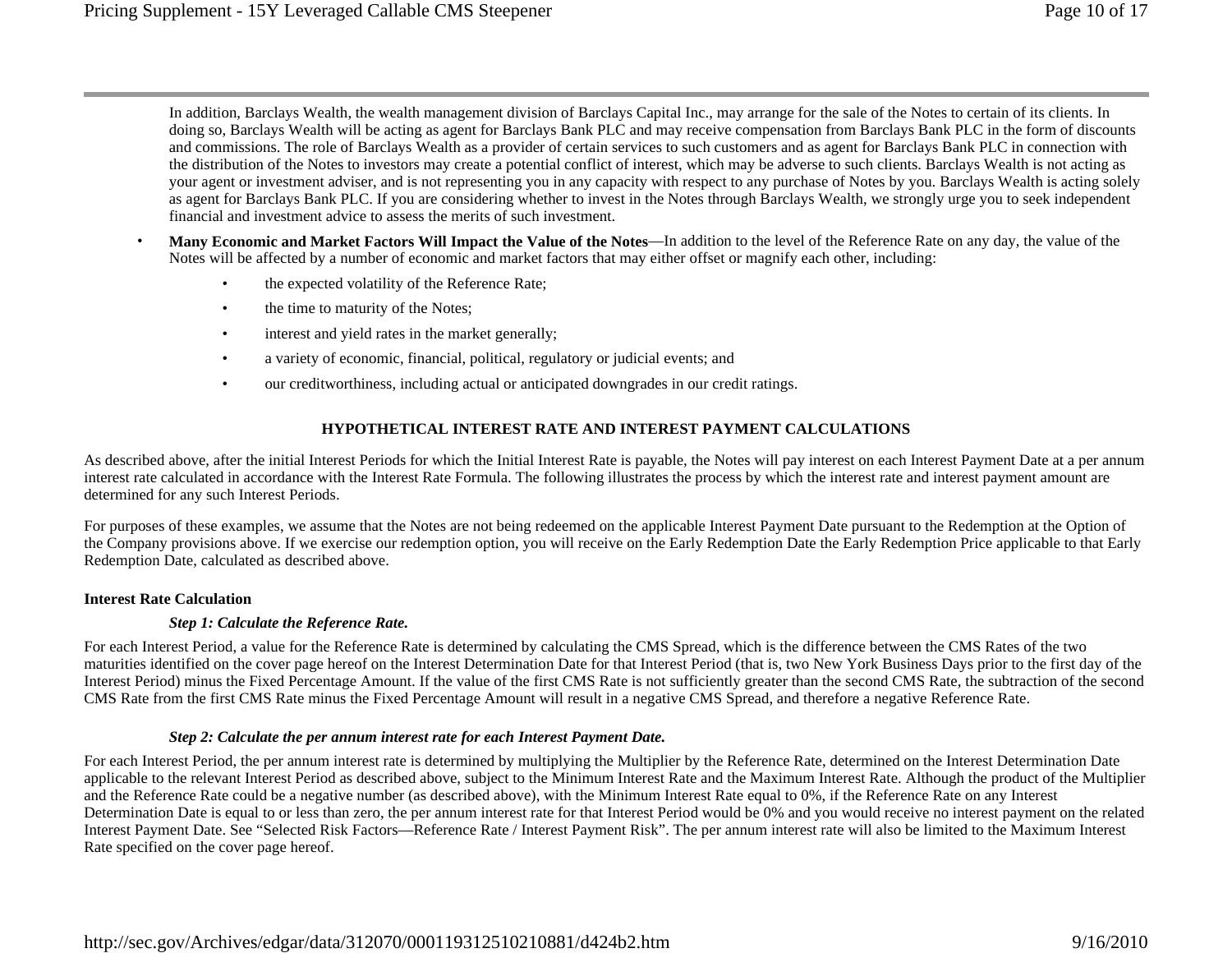In addition, Barclays Wealth, the wealth management division of Barclays Capital Inc., may arrange for the sale of the Notes to certain of its clients. In doing so, Barclays Wealth will be acting as agent for Barclays Bank PLC and may receive compensation from Barclays Bank PLC in the form of discounts and commissions. The role of Barclays Wealth as a provider of certain services to such customers and as agent for Barclays Bank PLC in connection with the distribution of the Notes to investors may create a potential conflict of interest, which may be adverse to such clients. Barclays Wealth is not acting as your agent or investment adviser, and is not representing you in any capacity with respect to any purchase of Notes by you. Barclays Wealth is acting solely as agent for Barclays Bank PLC. If you are considering whether to invest in the Notes through Barclays Wealth, we strongly urge you to seek independent financial and investment advice to assess the merits of such investment.

- **Many Economic and Market Factors Will Impact the Value of the Notes**—In addition to the level of the Reference Rate on any day, the value of the Notes will be affected by a number of economic and market factors that may either offset or magnify each other, including:
  - the expected volatility of the Reference Rate;
  - the time to maturity of the Notes;
  - interest and yield rates in the market generally;
  - a variety of economic, financial, political, regulatory or judicial events; and
  - our creditworthiness, including actual or anticipated downgrades in our credit ratings.

## HYPOTHETICAL INTEREST RATE AND INTEREST PAYMENT CALCULATIONS

As described above, after the initial Interest Periods for which the Initial Interest Rate is payable, the Notes will pay interest on each Interest Payment Date at a per annum interest rate calculated in accordance with the Interest Rate Formula. The following illustrates the process by which the interest rate and interest payment amount are determined for any such Interest Periods.

For purposes of these examples, we assume that the Notes are not being redeemed on the applicable Interest Payment Date pursuant to the Redemption at the Option of the Company provisions above. If we exercise our redemption option, you will receive on the Early Redemption Date the Early Redemption Price applicable to that Early Redemption Date, calculated as described above.

### Interest Rate Calculation

***Step 1: Calculate the Reference Rate.***

For each Interest Period, a value for the Reference Rate is determined by calculating the CMS Spread, which is the difference between the CMS Rates of the two maturities identified on the cover page hereof on the Interest Determination Date for that Interest Period (that is, two New York Business Days prior to the first day of the Interest Period) minus the Fixed Percentage Amount. If the value of the first CMS Rate is not sufficiently greater than the second CMS Rate, the subtraction of the second CMS Rate from the first CMS Rate minus the Fixed Percentage Amount will result in a negative CMS Spread, and therefore a negative Reference Rate.

***Step 2: Calculate the per annum interest rate for each Interest Payment Date.***

For each Interest Period, the per annum interest rate is determined by multiplying the Multiplier by the Reference Rate, determined on the Interest Determination Date applicable to the relevant Interest Period as described above, subject to the Minimum Interest Rate and the Maximum Interest Rate. Although the product of the Multiplier and the Reference Rate could be a negative number (as described above), with the Minimum Interest Rate equal to 0%, if the Reference Rate on any Interest Determination Date is equal to or less than zero, the per annum interest rate for that Interest Period would be 0% and you would receive no interest payment on the related Interest Payment Date. See "Selected Risk Factors—Reference Rate / Interest Payment Risk". The per annum interest rate will also be limited to the Maximum Interest Rate specified on the cover page hereof.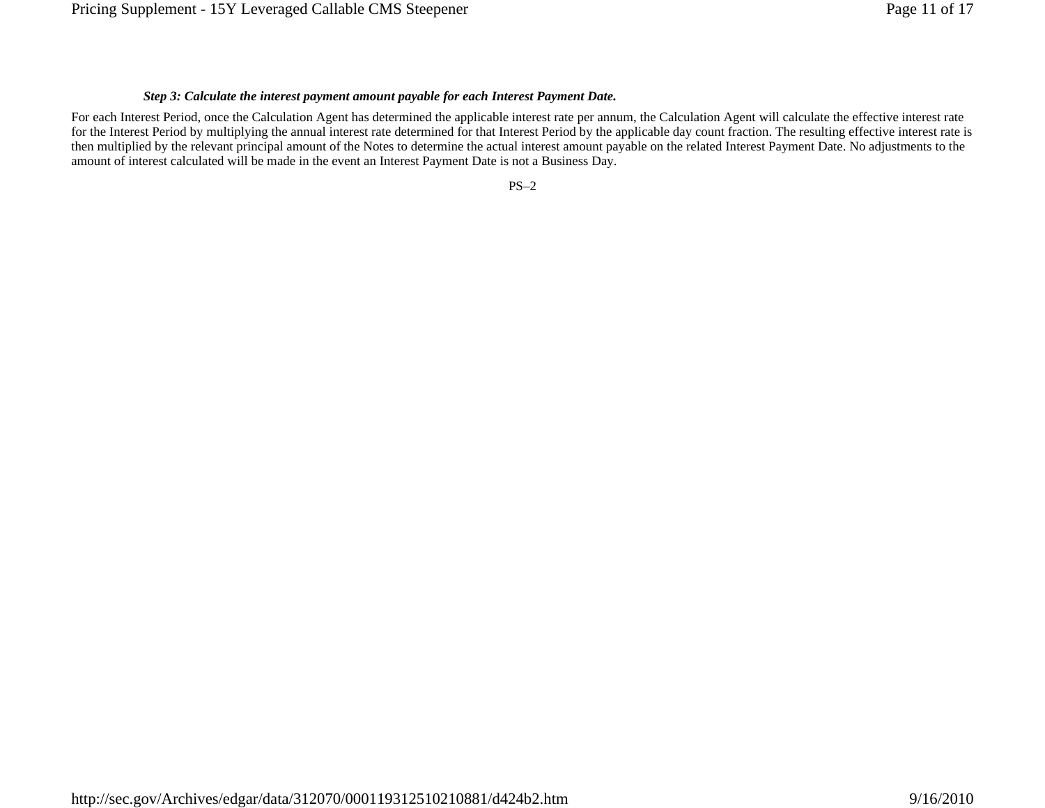***Step 3: Calculate the interest payment amount payable for each Interest Payment Date.***

For each Interest Period, once the Calculation Agent has determined the applicable interest rate per annum, the Calculation Agent will calculate the effective interest rate for the Interest Period by multiplying the annual interest rate determined for that Interest Period by the applicable day count fraction. The resulting effective interest rate is then multiplied by the relevant principal amount of the Notes to determine the actual interest amount payable on the related Interest Payment Date. No adjustments to the amount of interest calculated will be made in the event an Interest Payment Date is not a Business Day.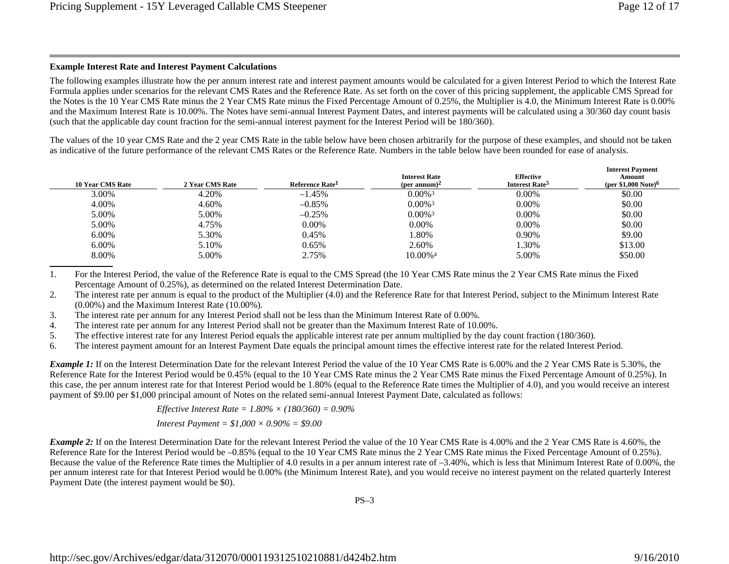**Example Interest Rate and Interest Payment Calculations**

The following examples illustrate how the per annum interest rate and interest payment amounts would be calculated for a given Interest Period to which the Interest Rate Formula applies under scenarios for the relevant CMS Rates and the Reference Rate. As set forth on the cover of this pricing supplement, the applicable CMS Spread for the Notes is the 10 Year CMS Rate minus the 2 Year CMS Rate minus the Fixed Percentage Amount of 0.25%, the Multiplier is 4.0, the Minimum Interest Rate is 0.00% and the Maximum Interest Rate is 10.00%. The Notes have semi-annual Interest Payment Dates, and interest payments will be calculated using a 30/360 day count basis (such that the applicable day count fraction for the semi-annual interest payment for the Interest Period will be 180/360).

The values of the 10 year CMS Rate and the 2 year CMS Rate in the table below have been chosen arbitrarily for the purpose of these examples, and should not be taken as indicative of the future performance of the relevant CMS Rates or the Reference Rate. Numbers in the table below have been rounded for ease of analysis.

| 10 Year CMS Rate | 2 Year CMS Rate | Reference Rate[1] | Interest Rate (per annum)[2] | Effective Interest Rate[5] | Interest Payment Amount (per $1,000 Note)[6] |
|---|---|---|---|---|---|
| 3.00% | 4.20% | –1.45% | 0.00%[3] | 0.00% | $0.00 |
| 4.00% | 4.60% | –0.85% | 0.00%[3] | 0.00% | $0.00 |
| 5.00% | 5.00% | –0.25% | 0.00%[3] | 0.00% | $0.00 |
| 5.00% | 4.75% | 0.00% | 0.00% | 0.00% | $0.00 |
| 6.00% | 5.30% | 0.45% | 1.80% | 0.90% | $9.00 |
| 6.00% | 5.10% | 0.65% | 2.60% | 1.30% | $13.00 |
| 8.00% | 5.00% | 2.75% | 10.00%[4] | 5.00% | $50.00 |

1. For the Interest Period, the value of the Reference Rate is equal to the CMS Spread (the 10 Year CMS Rate minus the 2 Year CMS Rate minus the Fixed Percentage Amount of 0.25%), as determined on the related Interest Determination Date.
2. The interest rate per annum is equal to the product of the Multiplier (4.0) and the Reference Rate for that Interest Period, subject to the Minimum Interest Rate (0.00%) and the Maximum Interest Rate (10.00%).
3. The interest rate per annum for any Interest Period shall not be less than the Minimum Interest Rate of 0.00%.
4. The interest rate per annum for any Interest Period shall not be greater than the Maximum Interest Rate of 10.00%.
5. The effective interest rate for any Interest Period equals the applicable interest rate per annum multiplied by the day count fraction (180/360).
6. The interest payment amount for an Interest Payment Date equals the principal amount times the effective interest rate for the related Interest Period.

***Example 1:*** If on the Interest Determination Date for the relevant Interest Period the value of the 10 Year CMS Rate is 6.00% and the 2 Year CMS Rate is 5.30%, the Reference Rate for the Interest Period would be 0.45% (equal to the 10 Year CMS Rate minus the 2 Year CMS Rate minus the Fixed Percentage Amount of 0.25%). In this case, the per annum interest rate for that Interest Period would be 1.80% (equal to the Reference Rate times the Multiplier of 4.0), and you would receive an interest payment of $9.00 per $1,000 principal amount of Notes on the related semi-annual Interest Payment Date, calculated as follows:

*Effective Interest Rate = 1.80% × (180/360) = 0.90%*

*Interest Payment = $1,000 × 0.90% = $9.00*

***Example 2:*** If on the Interest Determination Date for the relevant Interest Period the value of the 10 Year CMS Rate is 4.00% and the 2 Year CMS Rate is 4.60%, the Reference Rate for the Interest Period would be –0.85% (equal to the 10 Year CMS Rate minus the 2 Year CMS Rate minus the Fixed Percentage Amount of 0.25%). Because the value of the Reference Rate times the Multiplier of 4.0 results in a per annum interest rate of –3.40%, which is less that Minimum Interest Rate of 0.00%, the per annum interest rate for that Interest Period would be 0.00% (the Minimum Interest Rate), and you would receive no interest payment on the related quarterly Interest Payment Date (the interest payment would be $0).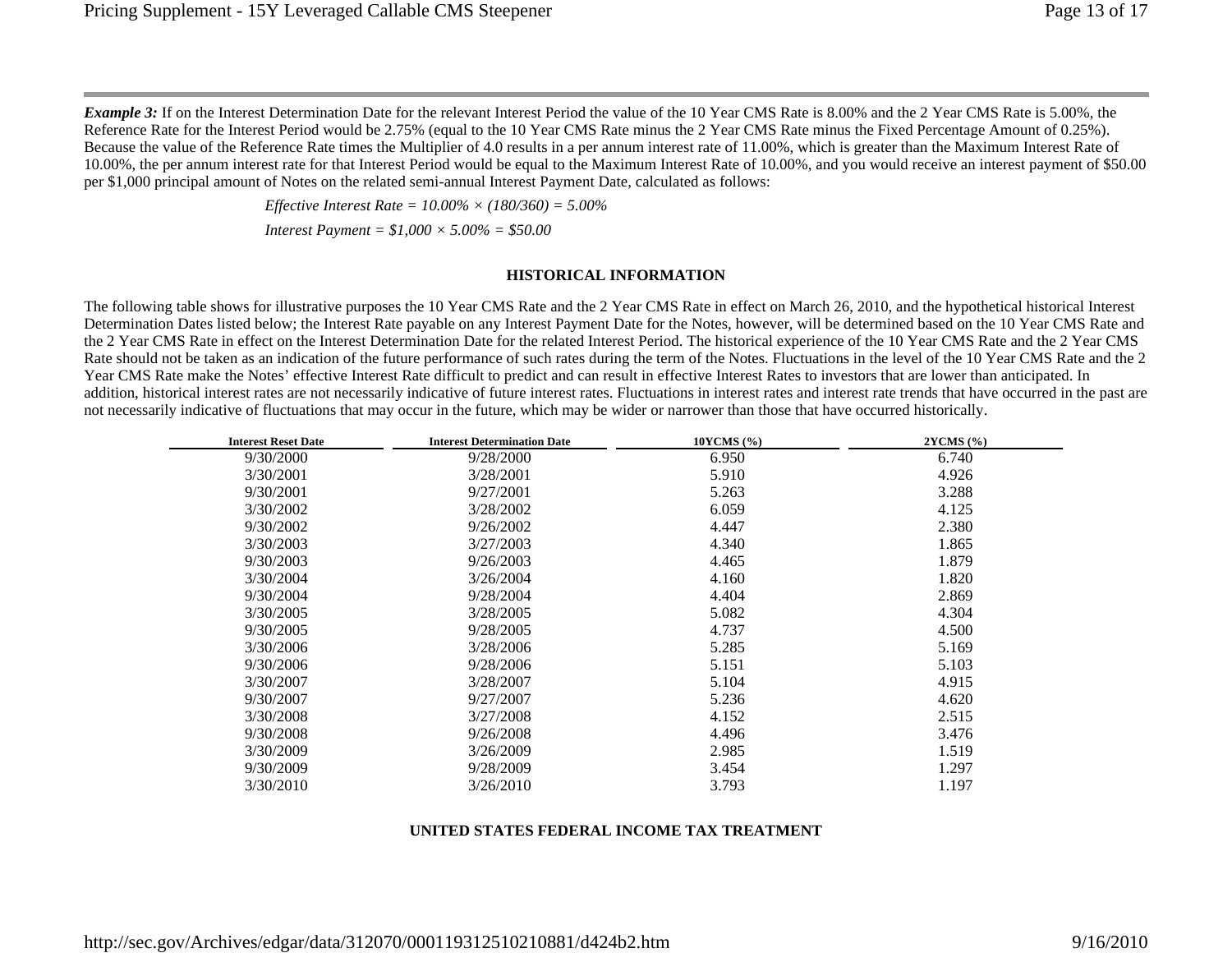***Example 3:*** If on the Interest Determination Date for the relevant Interest Period the value of the 10 Year CMS Rate is 8.00% and the 2 Year CMS Rate is 5.00%, the Reference Rate for the Interest Period would be 2.75% (equal to the 10 Year CMS Rate minus the 2 Year CMS Rate minus the Fixed Percentage Amount of 0.25%). Because the value of the Reference Rate times the Multiplier of 4.0 results in a per annum interest rate of 11.00%, which is greater than the Maximum Interest Rate of 10.00%, the per annum interest rate for that Interest Period would be equal to the Maximum Interest Rate of 10.00%, and you would receive an interest payment of $50.00 per $1,000 principal amount of Notes on the related semi-annual Interest Payment Date, calculated as follows:

*Effective Interest Rate = 10.00% × (180/360) = 5.00%*

*Interest Payment = $1,000 × 5.00% = $50.00*

**HISTORICAL INFORMATION**

The following table shows for illustrative purposes the 10 Year CMS Rate and the 2 Year CMS Rate in effect on March 26, 2010, and the hypothetical historical Interest Determination Dates listed below; the Interest Rate payable on any Interest Payment Date for the Notes, however, will be determined based on the 10 Year CMS Rate and the 2 Year CMS Rate in effect on the Interest Determination Date for the related Interest Period. The historical experience of the 10 Year CMS Rate and the 2 Year CMS Rate should not be taken as an indication of the future performance of such rates during the term of the Notes. Fluctuations in the level of the 10 Year CMS Rate and the 2 Year CMS Rate make the Notes' effective Interest Rate difficult to predict and can result in effective Interest Rates to investors that are lower than anticipated. In addition, historical interest rates are not necessarily indicative of future interest rates. Fluctuations in interest rates and interest rate trends that have occurred in the past are not necessarily indicative of fluctuations that may occur in the future, which may be wider or narrower than those that have occurred historically.

| Interest Reset Date | Interest Determination Date | 10YCMS (%) | 2YCMS (%) |
|---|---|---|---|
| 9/30/2000 | 9/28/2000 | 6.950 | 6.740 |
| 3/30/2001 | 3/28/2001 | 5.910 | 4.926 |
| 9/30/2001 | 9/27/2001 | 5.263 | 3.288 |
| 3/30/2002 | 3/28/2002 | 6.059 | 4.125 |
| 9/30/2002 | 9/26/2002 | 4.447 | 2.380 |
| 3/30/2003 | 3/27/2003 | 4.340 | 1.865 |
| 9/30/2003 | 9/26/2003 | 4.465 | 1.879 |
| 3/30/2004 | 3/26/2004 | 4.160 | 1.820 |
| 9/30/2004 | 9/28/2004 | 4.404 | 2.869 |
| 3/30/2005 | 3/28/2005 | 5.082 | 4.304 |
| 9/30/2005 | 9/28/2005 | 4.737 | 4.500 |
| 3/30/2006 | 3/28/2006 | 5.285 | 5.169 |
| 9/30/2006 | 9/28/2006 | 5.151 | 5.103 |
| 3/30/2007 | 3/28/2007 | 5.104 | 4.915 |
| 9/30/2007 | 9/27/2007 | 5.236 | 4.620 |
| 3/30/2008 | 3/27/2008 | 4.152 | 2.515 |
| 9/30/2008 | 9/26/2008 | 4.496 | 3.476 |
| 3/30/2009 | 3/26/2009 | 2.985 | 1.519 |
| 9/30/2009 | 9/28/2009 | 3.454 | 1.297 |
| 3/30/2010 | 3/26/2010 | 3.793 | 1.197 |

**UNITED STATES FEDERAL INCOME TAX TREATMENT**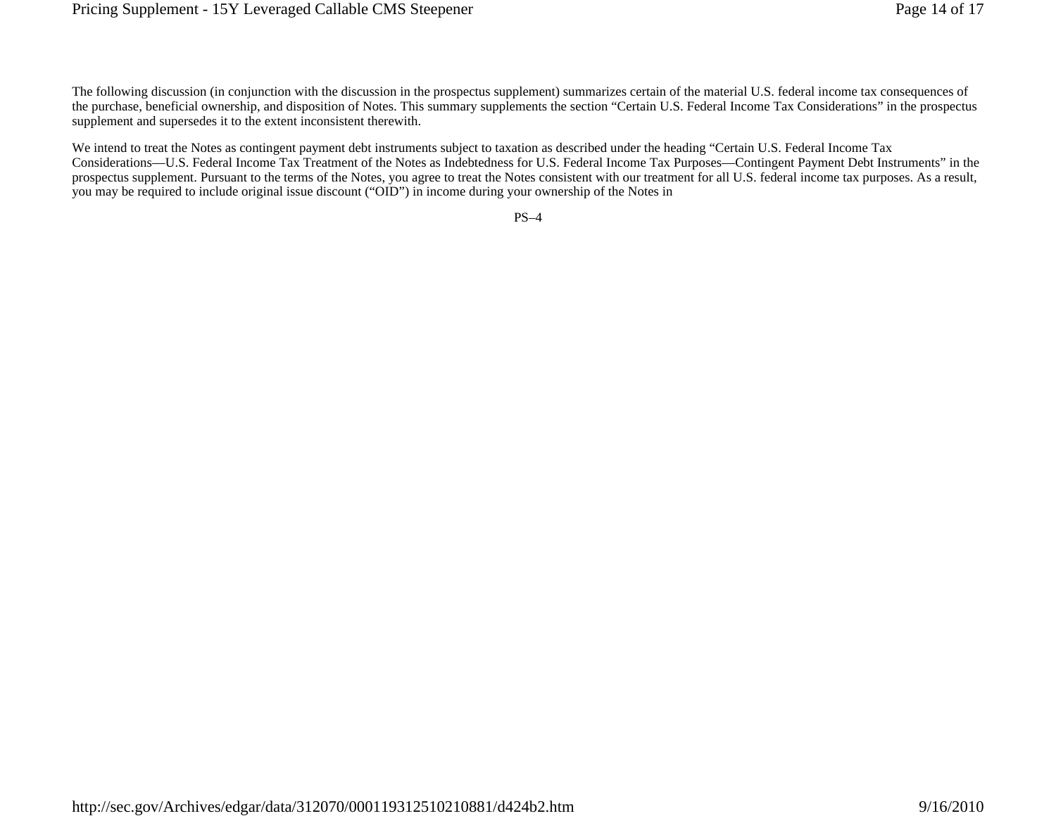The following discussion (in conjunction with the discussion in the prospectus supplement) summarizes certain of the material U.S. federal income tax consequences of the purchase, beneficial ownership, and disposition of Notes. This summary supplements the section "Certain U.S. Federal Income Tax Considerations" in the prospectus supplement and supersedes it to the extent inconsistent therewith.

We intend to treat the Notes as contingent payment debt instruments subject to taxation as described under the heading "Certain U.S. Federal Income Tax Considerations—U.S. Federal Income Tax Treatment of the Notes as Indebtedness for U.S. Federal Income Tax Purposes—Contingent Payment Debt Instruments" in the prospectus supplement. Pursuant to the terms of the Notes, you agree to treat the Notes consistent with our treatment for all U.S. federal income tax purposes. As a result, you may be required to include original issue discount ("OID") in income during your ownership of the Notes in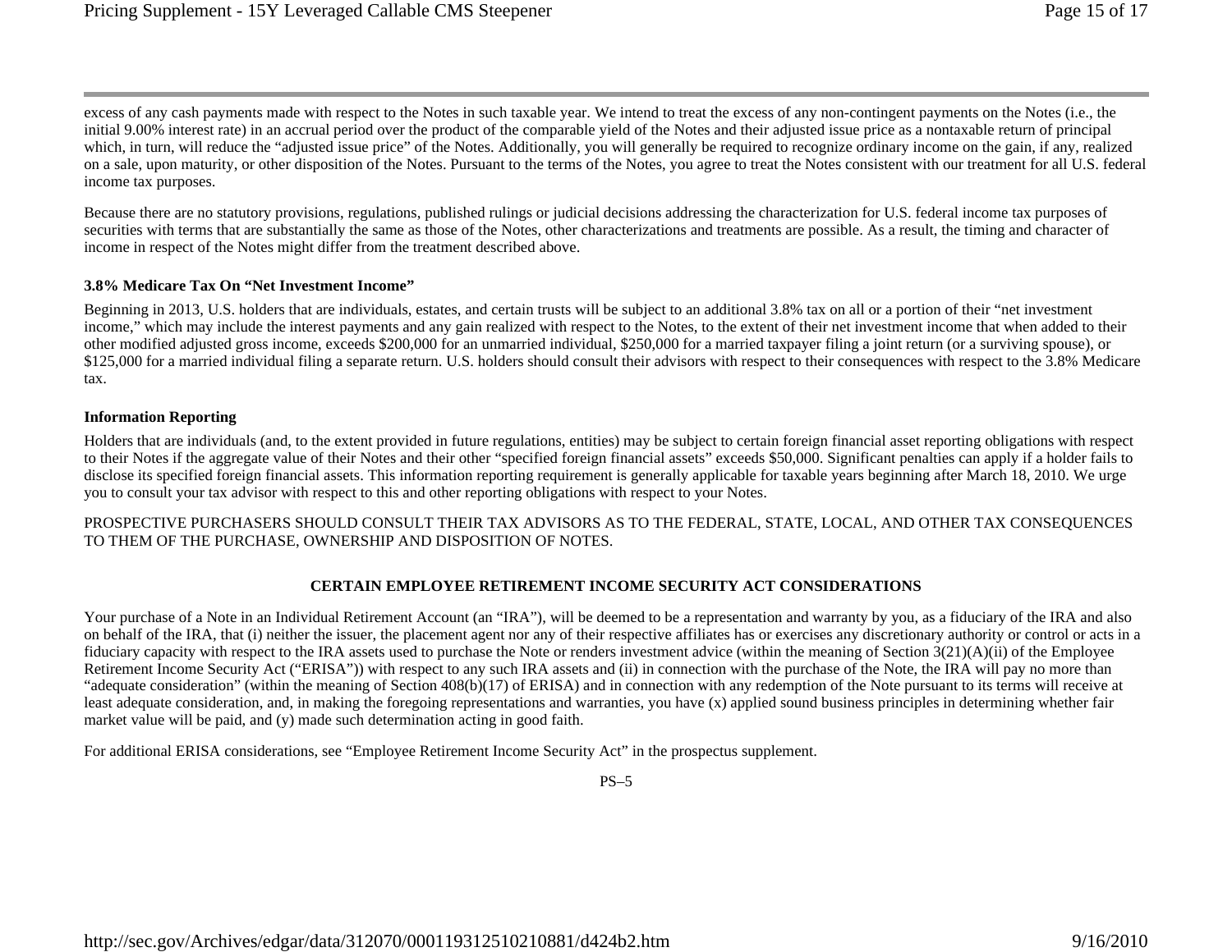excess of any cash payments made with respect to the Notes in such taxable year. We intend to treat the excess of any non-contingent payments on the Notes (i.e., the initial 9.00% interest rate) in an accrual period over the product of the comparable yield of the Notes and their adjusted issue price as a nontaxable return of principal which, in turn, will reduce the "adjusted issue price" of the Notes. Additionally, you will generally be required to recognize ordinary income on the gain, if any, realized on a sale, upon maturity, or other disposition of the Notes. Pursuant to the terms of the Notes, you agree to treat the Notes consistent with our treatment for all U.S. federal income tax purposes.

Because there are no statutory provisions, regulations, published rulings or judicial decisions addressing the characterization for U.S. federal income tax purposes of securities with terms that are substantially the same as those of the Notes, other characterizations and treatments are possible. As a result, the timing and character of income in respect of the Notes might differ from the treatment described above.

**3.8% Medicare Tax On "Net Investment Income"**

Beginning in 2013, U.S. holders that are individuals, estates, and certain trusts will be subject to an additional 3.8% tax on all or a portion of their "net investment income," which may include the interest payments and any gain realized with respect to the Notes, to the extent of their net investment income that when added to their other modified adjusted gross income, exceeds $200,000 for an unmarried individual, $250,000 for a married taxpayer filing a joint return (or a surviving spouse), or $125,000 for a married individual filing a separate return. U.S. holders should consult their advisors with respect to their consequences with respect to the 3.8% Medicare tax.

**Information Reporting**

Holders that are individuals (and, to the extent provided in future regulations, entities) may be subject to certain foreign financial asset reporting obligations with respect to their Notes if the aggregate value of their Notes and their other "specified foreign financial assets" exceeds $50,000. Significant penalties can apply if a holder fails to disclose its specified foreign financial assets. This information reporting requirement is generally applicable for taxable years beginning after March 18, 2010. We urge you to consult your tax advisor with respect to this and other reporting obligations with respect to your Notes.

PROSPECTIVE PURCHASERS SHOULD CONSULT THEIR TAX ADVISORS AS TO THE FEDERAL, STATE, LOCAL, AND OTHER TAX CONSEQUENCES TO THEM OF THE PURCHASE, OWNERSHIP AND DISPOSITION OF NOTES.

## CERTAIN EMPLOYEE RETIREMENT INCOME SECURITY ACT CONSIDERATIONS

Your purchase of a Note in an Individual Retirement Account (an "IRA"), will be deemed to be a representation and warranty by you, as a fiduciary of the IRA and also on behalf of the IRA, that (i) neither the issuer, the placement agent nor any of their respective affiliates has or exercises any discretionary authority or control or acts in a fiduciary capacity with respect to the IRA assets used to purchase the Note or renders investment advice (within the meaning of Section 3(21)(A)(ii) of the Employee Retirement Income Security Act ("ERISA")) with respect to any such IRA assets and (ii) in connection with the purchase of the Note, the IRA will pay no more than "adequate consideration" (within the meaning of Section 408(b)(17) of ERISA) and in connection with any redemption of the Note pursuant to its terms will receive at least adequate consideration, and, in making the foregoing representations and warranties, you have (x) applied sound business principles in determining whether fair market value will be paid, and (y) made such determination acting in good faith.

For additional ERISA considerations, see "Employee Retirement Income Security Act" in the prospectus supplement.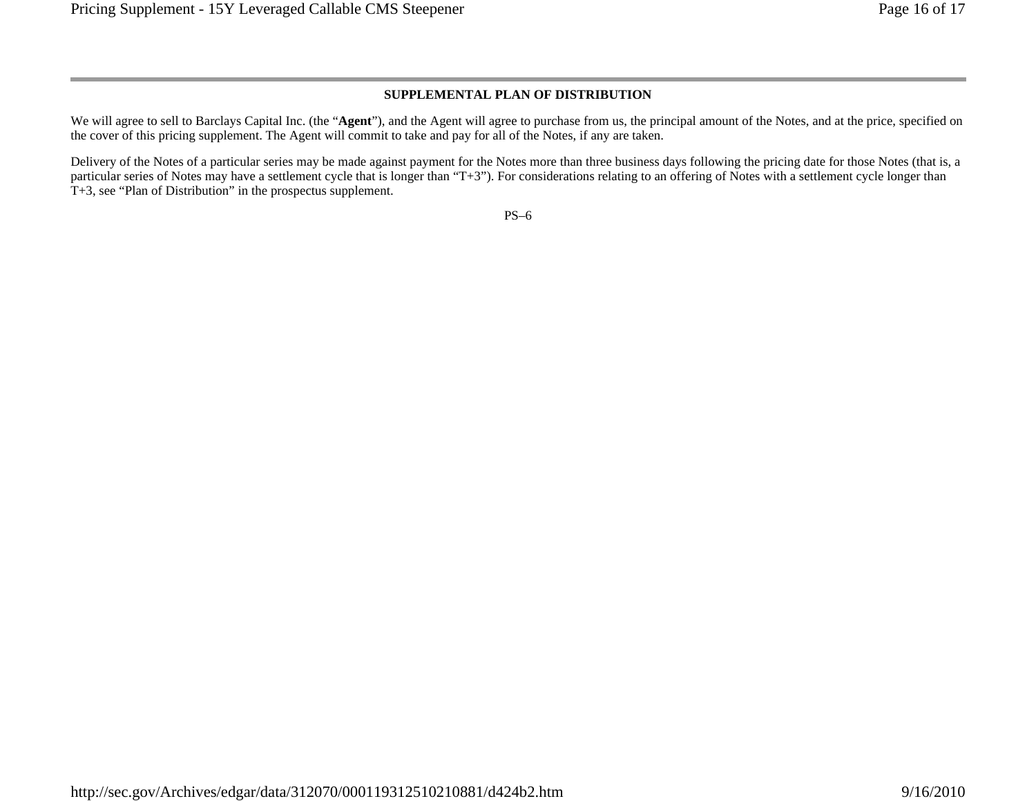## SUPPLEMENTAL PLAN OF DISTRIBUTION

We will agree to sell to Barclays Capital Inc. (the "**Agent**"), and the Agent will agree to purchase from us, the principal amount of the Notes, and at the price, specified on the cover of this pricing supplement. The Agent will commit to take and pay for all of the Notes, if any are taken.

Delivery of the Notes of a particular series may be made against payment for the Notes more than three business days following the pricing date for those Notes (that is, a particular series of Notes may have a settlement cycle that is longer than "T+3"). For considerations relating to an offering of Notes with a settlement cycle longer than T+3, see "Plan of Distribution" in the prospectus supplement.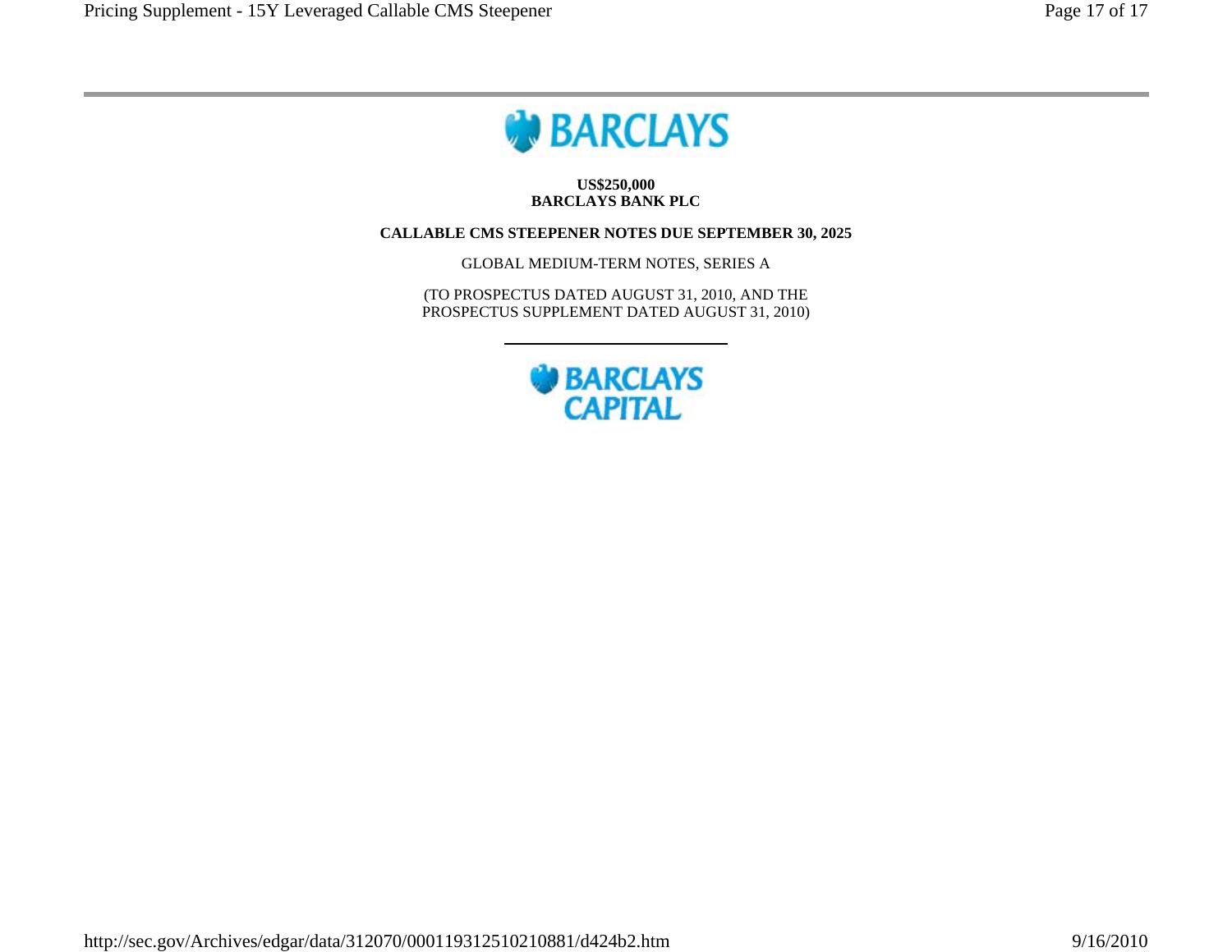**BARCLAYS**

**US$250,000**
**BARCLAYS BANK PLC**

**CALLABLE CMS STEEPENER NOTES DUE SEPTEMBER 30, 2025**

GLOBAL MEDIUM-TERM NOTES, SERIES A

(TO PROSPECTUS DATED AUGUST 31, 2010, AND THE PROSPECTUS SUPPLEMENT DATED AUGUST 31, 2010)

---

**BARCLAYS CAPITAL**